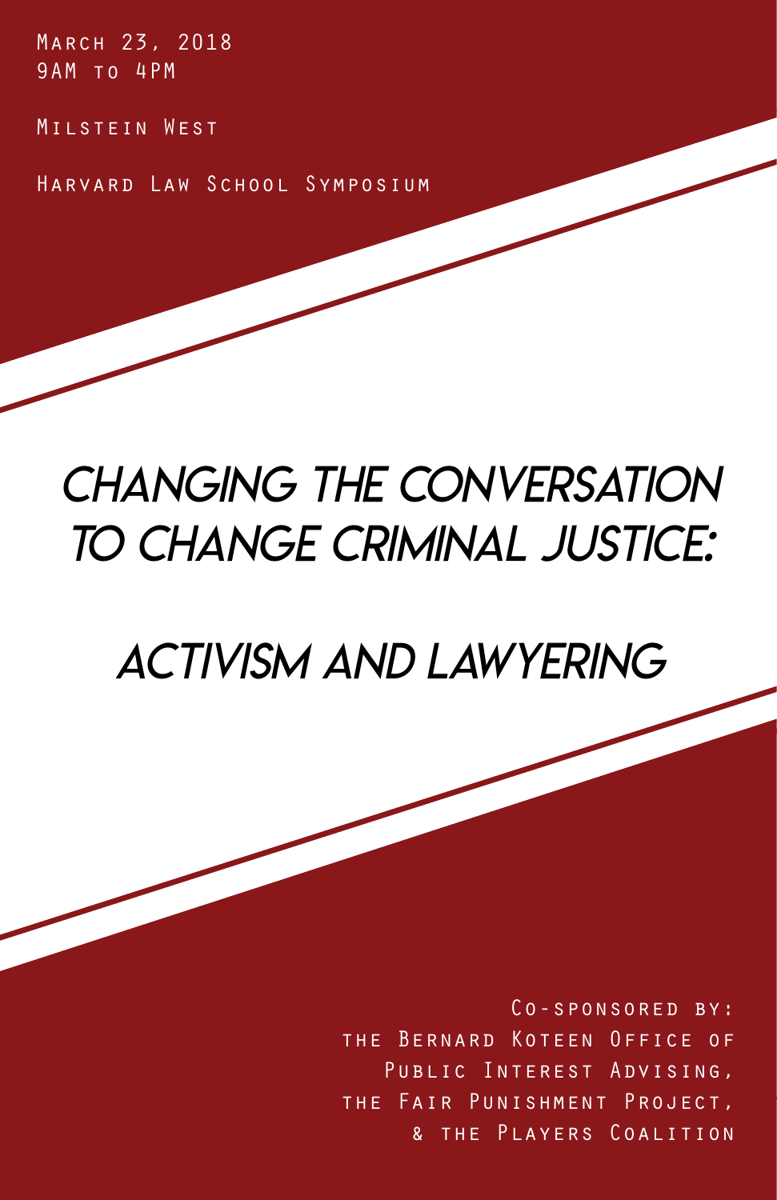March 23, 2018
9AM to 4PM

Milstein West

Harvard Law School Symposium

# CHANGING THE CONVERSATION TO CHANGE CRIMINAL JUSTICE:

# ACTIVISM AND LAWYERING

Co-sponsored by:
the Bernard Koteen Office of Public Interest Advising,
the Fair Punishment Project,
& the Players Coalition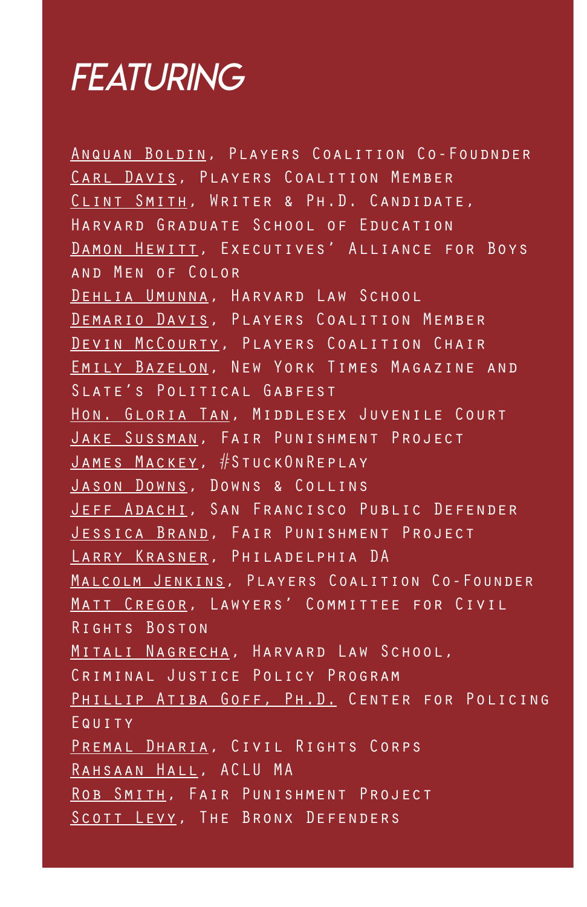# FEATURING

Anquan Boldin, Players Coalition Co-Foudnder
Carl Davis, Players Coalition Member
Clint Smith, Writer & Ph.D. Candidate, Harvard Graduate School of Education
Damon Hewitt, Executives' Alliance for Boys and Men of Color
Dehlia Umunna, Harvard Law School
Demario Davis, Players Coalition Member
Devin McCourty, Players Coalition Chair
Emily Bazelon, New York Times Magazine and Slate's Political Gabfest
Hon. Gloria Tan, Middlesex Juvenile Court
Jake Sussman, Fair Punishment Project
James Mackey, #StuckOnReplay
Jason Downs, Downs & Collins
Jeff Adachi, San Francisco Public Defender
Jessica Brand, Fair Punishment Project
Larry Krasner, Philadelphia DA
Malcolm Jenkins, Players Coalition Co-Founder
Matt Cregor, Lawyers' Committee for Civil Rights Boston
Mitali Nagrecha, Harvard Law School, Criminal Justice Policy Program
Phillip Atiba Goff, Ph.D. Center for Policing Equity
Premal Dharia, Civil Rights Corps
Rahsaan Hall, ACLU MA
Rob Smith, Fair Punishment Project
Scott Levy, The Bronx Defenders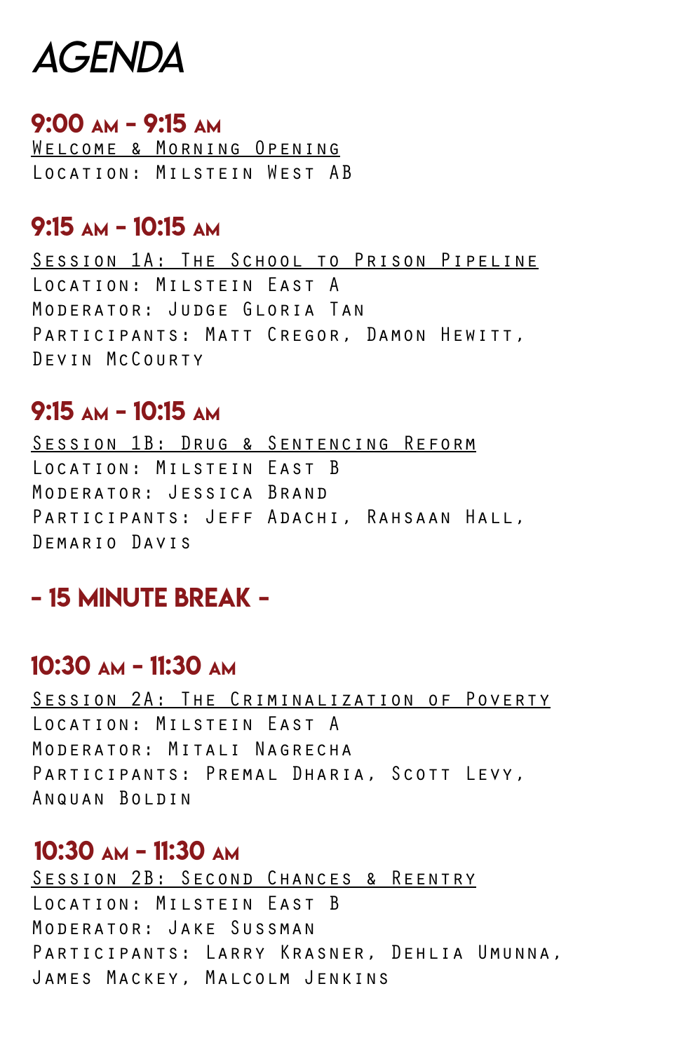# AGENDA

## 9:00 AM - 9:15 AM

Welcome & Morning Opening

Location: Milstein West AB

## 9:15 AM - 10:15 AM

Session 1A: The School to Prison Pipeline

Location: Milstein East A

Moderator: Judge Gloria Tan

Participants: Matt Cregor, Damon Hewitt, Devin McCourty

## 9:15 AM - 10:15 AM

Session 1B: Drug & Sentencing Reform

Location: Milstein East B

Moderator: Jessica Brand

Participants: Jeff Adachi, Rahsaan Hall, Demario Davis

## - 15 MINUTE BREAK -

## 10:30 AM - 11:30 AM

Session 2A: The Criminalization of Poverty

Location: Milstein East A

Moderator: Mitali Nagrecha

Participants: Premal Dharia, Scott Levy, Anquan Boldin

## 10:30 AM - 11:30 AM

Session 2B: Second Chances & Reentry

Location: Milstein East B

Moderator: Jake Sussman

Participants: Larry Krasner, Dehlia Umunna, James Mackey, Malcolm Jenkins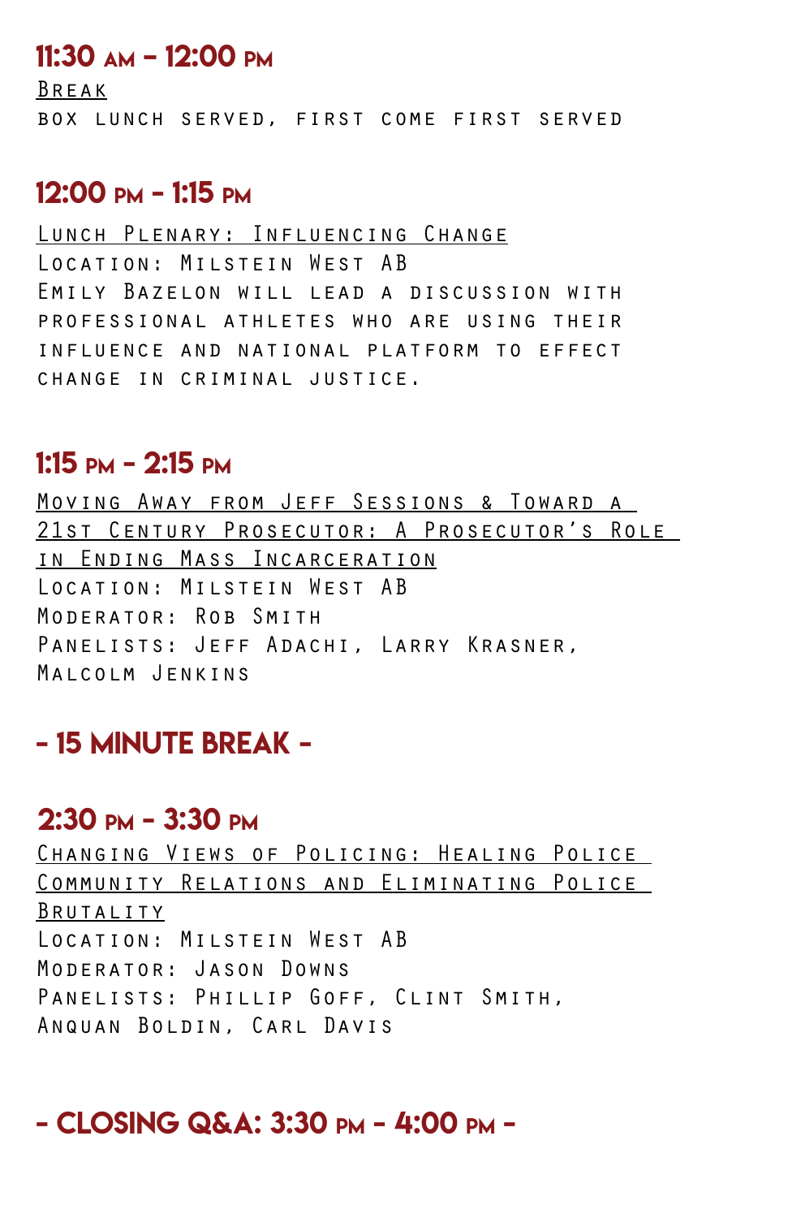## 11:30 AM - 12:00 PM

Break

box lunch served, first come first served

## 12:00 PM - 1:15 PM

Lunch Plenary: Influencing Change

Location: Milstein West AB

Emily Bazelon will lead a discussion with professional athletes who are using their influence and national platform to effect change in criminal justice.

## 1:15 PM - 2:15 PM

Moving Away from Jeff Sessions & Toward a 21st Century Prosecutor: A Prosecutor's Role in Ending Mass Incarceration

Location: Milstein West AB

Moderator: Rob Smith

Panelists: Jeff Adachi, Larry Krasner, Malcolm Jenkins

## - 15 MINUTE BREAK -

## 2:30 PM - 3:30 PM

Changing Views of Policing: Healing Police Community Relations and Eliminating Police Brutality

Location: Milstein West AB

Moderator: Jason Downs

Panelists: Phillip Goff, Clint Smith, Anquan Boldin, Carl Davis

## - CLOSING Q&A: 3:30 PM - 4:00 PM -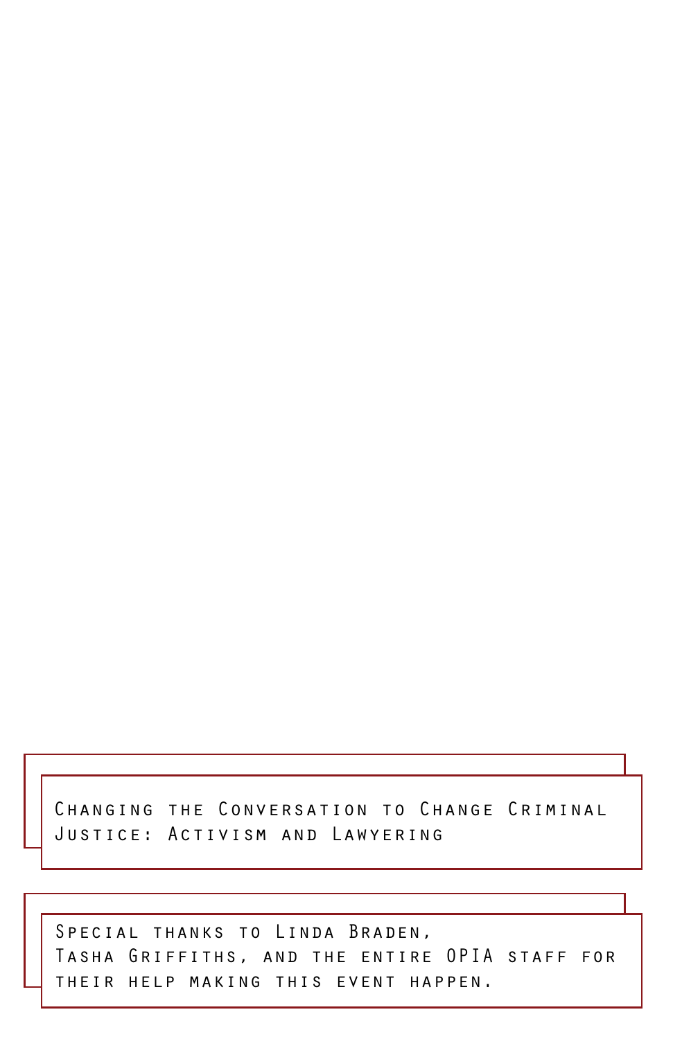Changing the Conversation to Change Criminal Justice: Activism and Lawyering

Special thanks to Linda Braden, Tasha Griffiths, and the entire OPIA staff for their help making this event happen.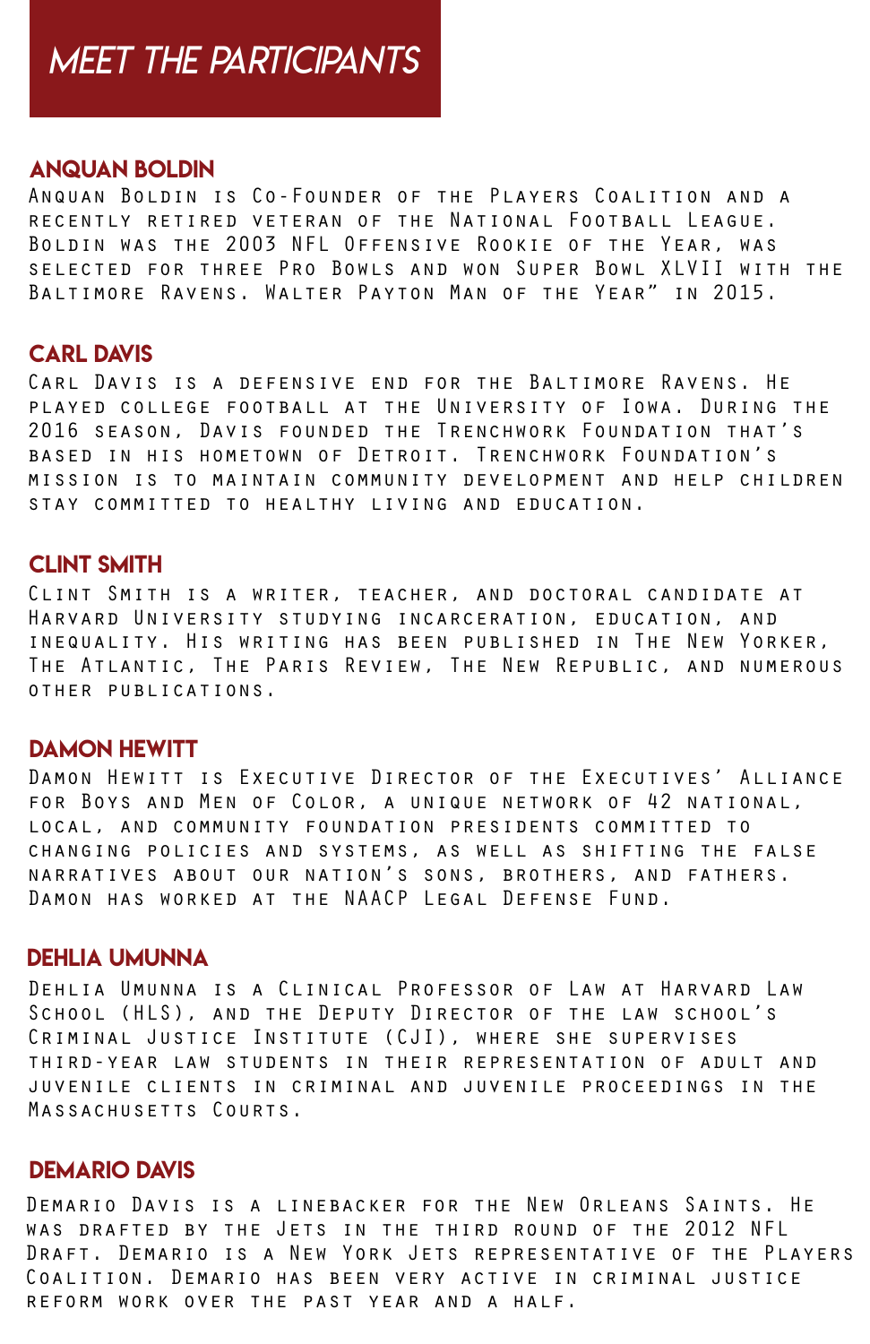# Meet the Participants

## Anquan Boldin

Anquan Boldin is Co-Founder of the Players Coalition and a recently retired veteran of the National Football League. Boldin was the 2003 NFL Offensive Rookie of the Year, was selected for three Pro Bowls and won Super Bowl XLVII with the Baltimore Ravens. Walter Payton Man of the Year" in 2015.

## Carl Davis

Carl Davis is a defensive end for the Baltimore Ravens. He played college football at the University of Iowa. During the 2016 season, Davis founded the Trenchwork Foundation that's based in his hometown of Detroit. Trenchwork Foundation's mission is to maintain community development and help children stay committed to healthy living and education.

## Clint Smith

Clint Smith is a writer, teacher, and doctoral candidate at Harvard University studying incarceration, education, and inequality. His writing has been published in The New Yorker, The Atlantic, The Paris Review, The New Republic, and numerous other publications.

## Damon Hewitt

Damon Hewitt is Executive Director of the Executives' Alliance for Boys and Men of Color, a unique network of 42 national, local, and community foundation presidents committed to changing policies and systems, as well as shifting the false narratives about our nation's sons, brothers, and fathers. Damon has worked at the NAACP Legal Defense Fund.

## Dehlia Umunna

Dehlia Umunna is a Clinical Professor of Law at Harvard Law School (HLS), and the Deputy Director of the law school's Criminal Justice Institute (CJI), where she supervises third-year law students in their representation of adult and juvenile clients in criminal and juvenile proceedings in the Massachusetts Courts.

## Demario Davis

Demario Davis is a linebacker for the New Orleans Saints. He was drafted by the Jets in the third round of the 2012 NFL Draft. Demario is a New York Jets representative of the Players Coalition. Demario has been very active in criminal justice reform work over the past year and a half.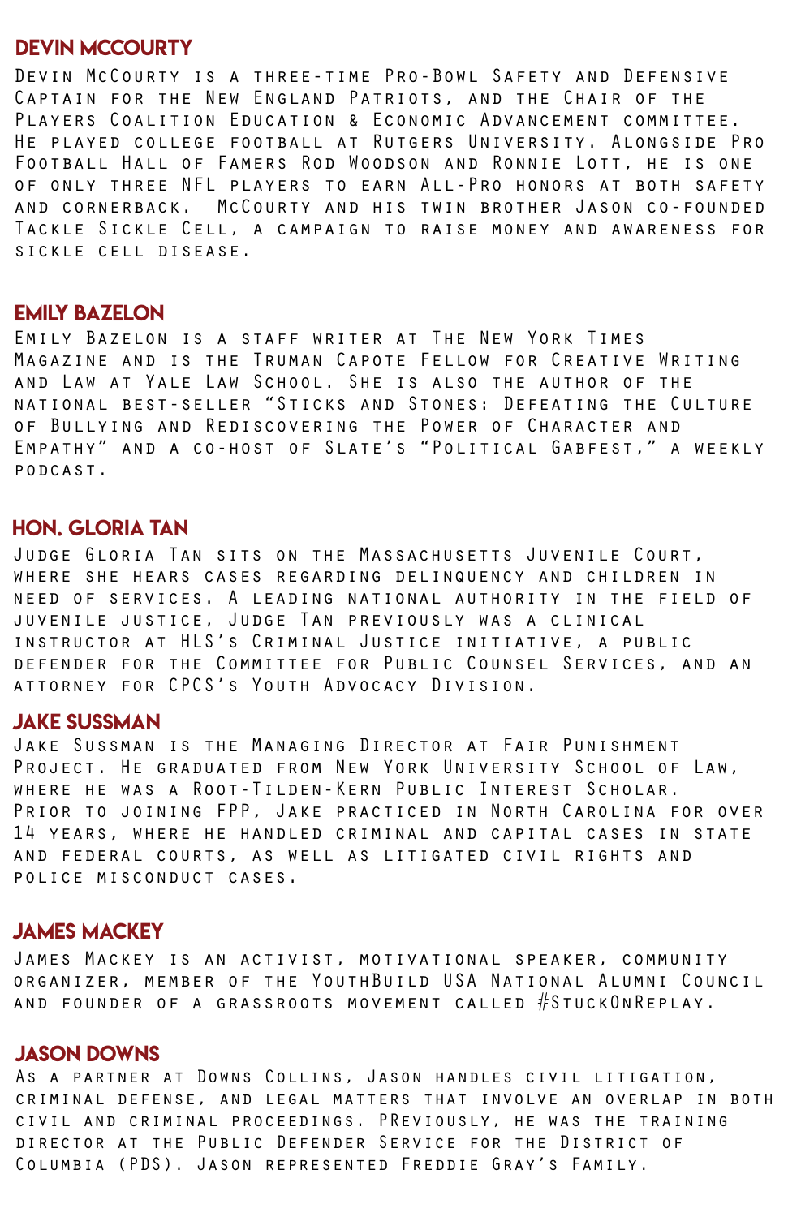## DEVIN MCCOURTY

Devin McCourty is a three-time Pro-Bowl Safety and Defensive Captain for the New England Patriots, and the Chair of the Players Coalition Education & Economic Advancement committee. He played college football at Rutgers University. Alongside Pro Football Hall of Famers Rod Woodson and Ronnie Lott, he is one of only three NFL players to earn All-Pro honors at both safety and cornerback. McCourty and his twin brother Jason co-founded Tackle Sickle Cell, a campaign to raise money and awareness for sickle cell disease.

## EMILY BAZELON

Emily Bazelon is a staff writer at The New York Times Magazine and is the Truman Capote Fellow for Creative Writing and Law at Yale Law School. She is also the author of the national best-seller "Sticks and Stones: Defeating the Culture of Bullying and Rediscovering the Power of Character and Empathy" and a co-host of Slate's "Political Gabfest," a weekly podcast.

## HON. GLORIA TAN

Judge Gloria Tan sits on the Massachusetts Juvenile Court, where she hears cases regarding delinquency and children in need of services. A leading national authority in the field of juvenile justice, Judge Tan previously was a clinical instructor at HLS's Criminal Justice initiative, a public defender for the Committee for Public Counsel Services, and an attorney for CPCS's Youth Advocacy Division.

## JAKE SUSSMAN

Jake Sussman is the Managing Director at Fair Punishment Project. He graduated from New York University School of Law, where he was a Root-Tilden-Kern Public Interest Scholar. Prior to joining FPP, Jake practiced in North Carolina for over 14 years, where he handled criminal and capital cases in state and federal courts, as well as litigated civil rights and police misconduct cases.

## JAMES MACKEY

James Mackey is an activist, motivational speaker, community organizer, member of the YouthBuild USA National Alumni Council and founder of a grassroots movement called #StuckOnReplay.

## JASON DOWNS

As a partner at Downs Collins, Jason handles civil litigation, criminal defense, and legal matters that involve an overlap in both civil and criminal proceedings. PReviously, he was the training director at the Public Defender Service for the District of Columbia (PDS). Jason represented Freddie Gray's Family.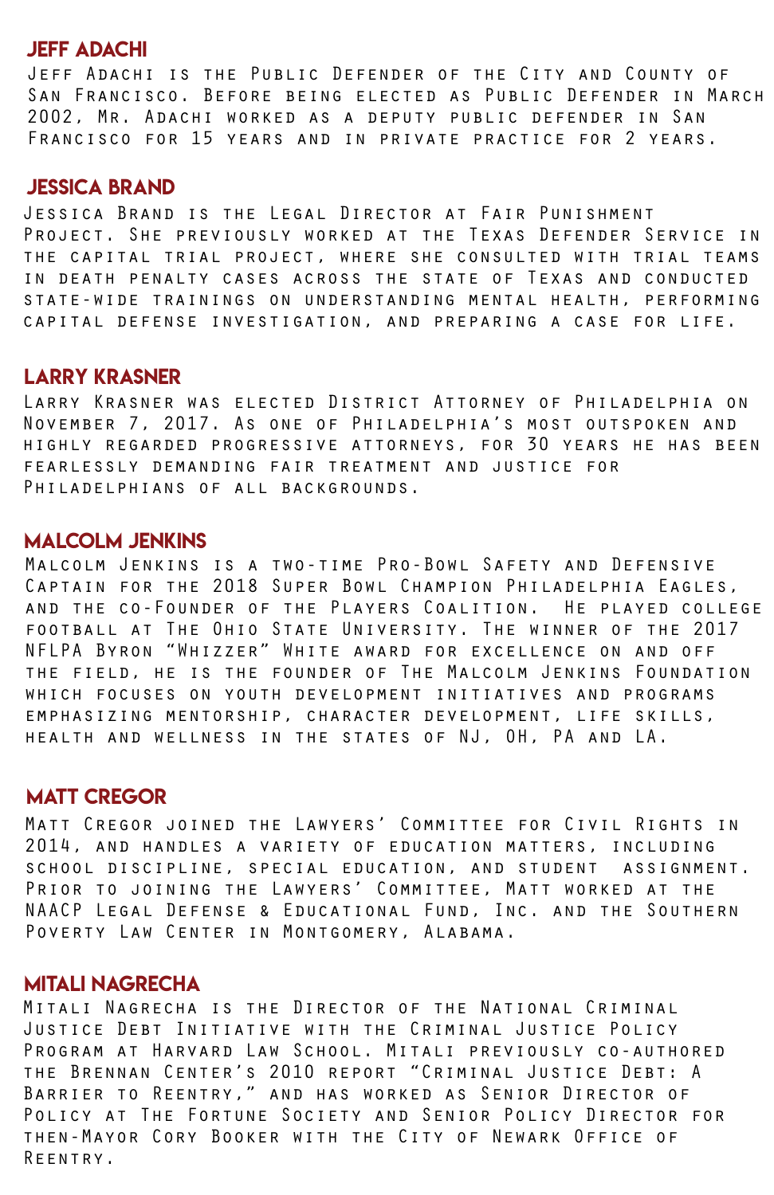## Jeff Adachi

Jeff Adachi is the Public Defender of the City and County of San Francisco. Before being elected as Public Defender in March 2002, Mr. Adachi worked as a deputy public defender in San Francisco for 15 years and in private practice for 2 years.

## Jessica Brand

Jessica Brand is the Legal Director at Fair Punishment Project. She previously worked at the Texas Defender Service in the capital trial project, where she consulted with trial teams in death penalty cases across the state of Texas and conducted state-wide trainings on understanding mental health, performing capital defense investigation, and preparing a case for life.

## Larry Krasner

Larry Krasner was elected District Attorney of Philadelphia on November 7, 2017. As one of Philadelphia's most outspoken and highly regarded progressive attorneys, for 30 years he has been fearlessly demanding fair treatment and justice for Philadelphians of all backgrounds.

## Malcolm Jenkins

Malcolm Jenkins is a two-time Pro-Bowl Safety and Defensive Captain for the 2018 Super Bowl Champion Philadelphia Eagles, and the co-Founder of the Players Coalition. He played college football at The Ohio State University. The winner of the 2017 NFLPA Byron "Whizzer" White award for excellence on and off the field, he is the founder of The Malcolm Jenkins Foundation which focuses on youth development initiatives and programs emphasizing mentorship, character development, life skills, health and wellness in the states of NJ, OH, PA and LA.

## Matt Cregor

Matt Cregor joined the Lawyers' Committee for Civil Rights in 2014, and handles a variety of education matters, including school discipline, special education, and student assignment. Prior to joining the Lawyers' Committee, Matt worked at the NAACP Legal Defense & Educational Fund, Inc. and the Southern Poverty Law Center in Montgomery, Alabama.

## Mitali Nagrecha

Mitali Nagrecha is the Director of the National Criminal Justice Debt Initiative with the Criminal Justice Policy Program at Harvard Law School. Mitali previously co-authored the Brennan Center's 2010 report "Criminal Justice Debt: A Barrier to Reentry," and has worked as Senior Director of Policy at The Fortune Society and Senior Policy Director for then-Mayor Cory Booker with the City of Newark Office of Reentry.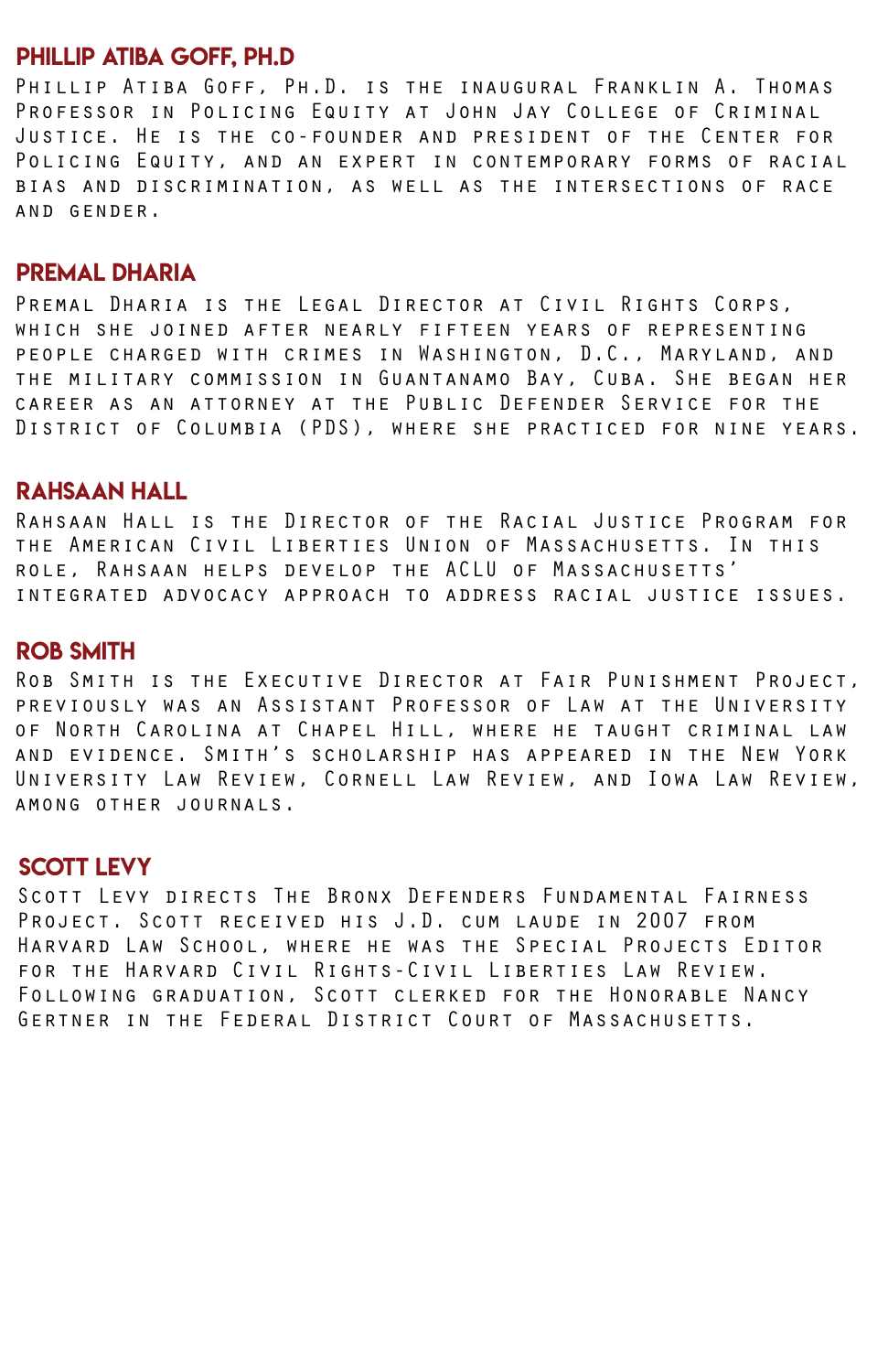## PHILLIP ATIBA GOFF, PH.D

Phillip Atiba Goff, Ph.D. is the inaugural Franklin A. Thomas Professor in Policing Equity at John Jay College of Criminal Justice. He is the co-founder and president of the Center for Policing Equity, and an expert in contemporary forms of racial bias and discrimination, as well as the intersections of race and gender.

## PREMAL DHARIA

Premal Dharia is the Legal Director at Civil Rights Corps, which she joined after nearly fifteen years of representing people charged with crimes in Washington, D.C., Maryland, and the military commission in Guantanamo Bay, Cuba. She began her career as an attorney at the Public Defender Service for the District of Columbia (PDS), where she practiced for nine years.

## RAHSAAN HALL

Rahsaan Hall is the Director of the Racial Justice Program for the American Civil Liberties Union of Massachusetts. In this role, Rahsaan helps develop the ACLU of Massachusetts' integrated advocacy approach to address racial justice issues.

## ROB SMITH

Rob Smith is the Executive Director at Fair Punishment Project, previously was an Assistant Professor of Law at the University of North Carolina at Chapel Hill, where he taught criminal law and evidence. Smith's scholarship has appeared in the New York University Law Review, Cornell Law Review, and Iowa Law Review, among other journals.

## SCOTT LEVY

Scott Levy directs The Bronx Defenders Fundamental Fairness Project. Scott received his J.D. cum laude in 2007 from Harvard Law School, where he was the Special Projects Editor for the Harvard Civil Rights-Civil Liberties Law Review. Following graduation, Scott clerked for the Honorable Nancy Gertner in the Federal District Court of Massachusetts.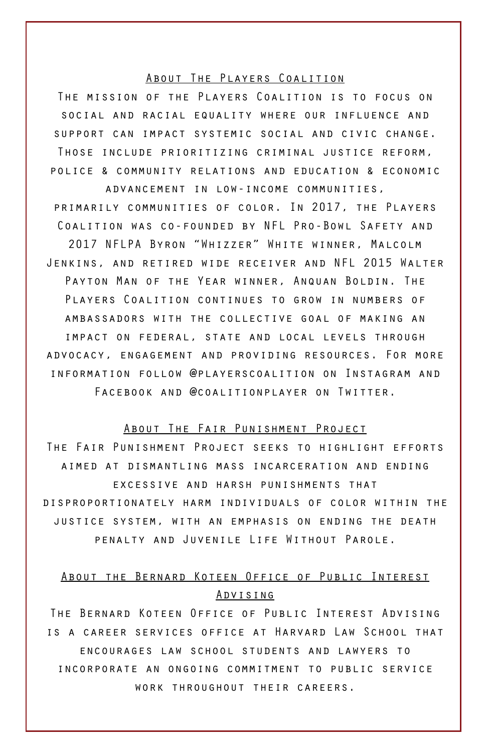## About The Players Coalition

The mission of the Players Coalition is to focus on social and racial equality where our influence and support can impact systemic social and civic change. Those include prioritizing criminal justice reform, police & community relations and education & economic advancement in low-income communities, primarily communities of color. In 2017, the Players Coalition was co-founded by NFL Pro-Bowl Safety and 2017 NFLPA Byron "Whizzer" White winner, Malcolm Jenkins, and retired wide receiver and NFL 2015 Walter Payton Man of the Year winner, Anquan Boldin. The Players Coalition continues to grow in numbers of ambassadors with the collective goal of making an impact on federal, state and local levels through advocacy, engagement and providing resources. For more information follow @playerscoalition on Instagram and Facebook and @coalitionplayer on Twitter.

## About The Fair Punishment Project

The Fair Punishment Project seeks to highlight efforts aimed at dismantling mass incarceration and ending excessive and harsh punishments that disproportionately harm individuals of color within the justice system, with an emphasis on ending the death penalty and Juvenile Life Without Parole.

## About the Bernard Koteen Office of Public Interest Advising

The Bernard Koteen Office of Public Interest Advising is a career services office at Harvard Law School that encourages law school students and lawyers to incorporate an ongoing commitment to public service work throughout their careers.